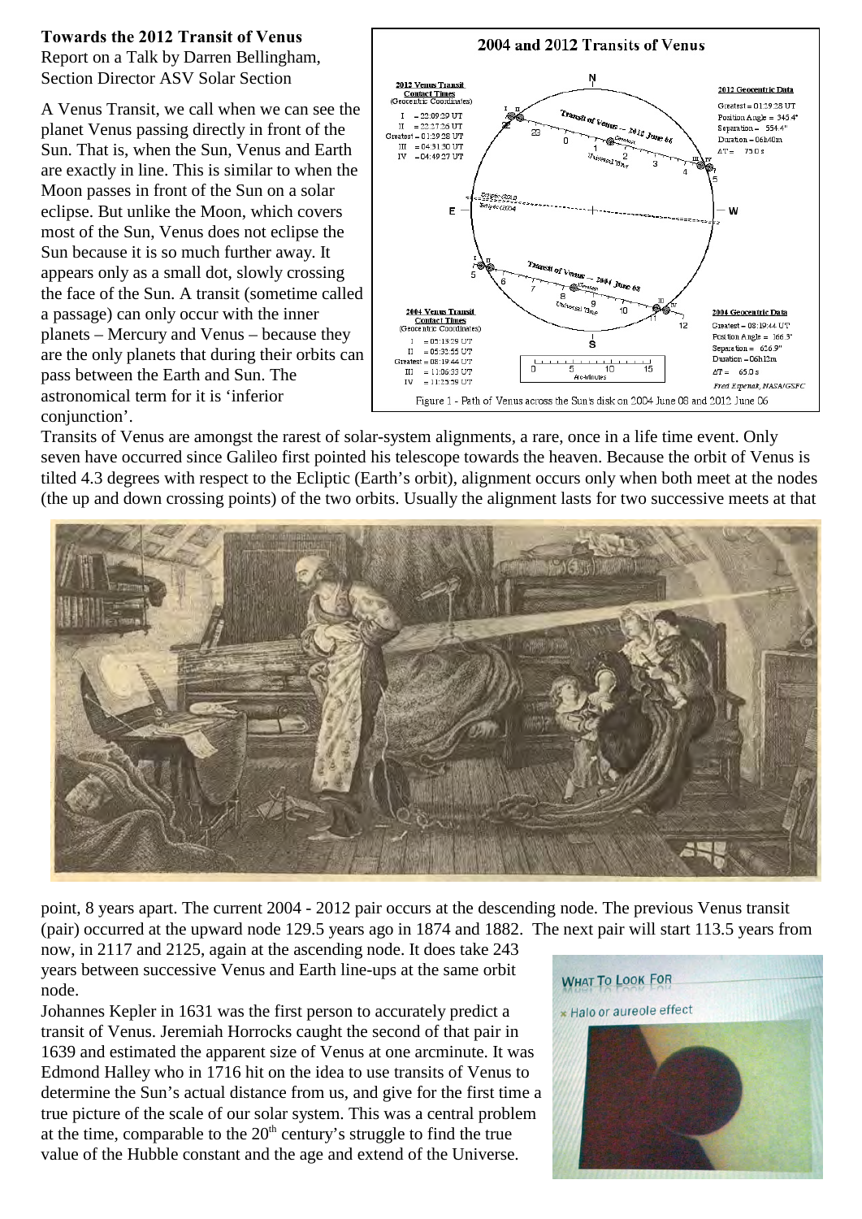**Towards the 2012 Transit of Venus**
Report on a Talk by Darren Bellingham, Section Director ASV Solar Section

A Venus Transit, we call when we can see the planet Venus passing directly in front of the Sun. That is, when the Sun, Venus and Earth are exactly in line. This is similar to when the Moon passes in front of the Sun on a solar eclipse. But unlike the Moon, which covers most of the Sun, Venus does not eclipse the Sun because it is so much further away. It appears only as a small dot, slowly crossing the face of the Sun. A transit (sometime called a passage) can only occur with the inner planets – Mercury and Venus – because they are the only planets that during their orbits can pass between the Earth and Sun. The astronomical term for it is 'inferior conjunction'.

Figure 1 - Path of Venus across the Sun's disk on 2004 June 08 and 2012 June 06

Transits of Venus are amongst the rarest of solar-system alignments, a rare, once in a life time event. Only seven have occurred since Galileo first pointed his telescope towards the heaven. Because the orbit of Venus is tilted 4.3 degrees with respect to the Ecliptic (Earth's orbit), alignment occurs only when both meet at the nodes (the up and down crossing points) of the two orbits. Usually the alignment lasts for two successive meets at that point, 8 years apart. The current 2004 - 2012 pair occurs at the descending node. The previous Venus transit (pair) occurred at the upward node 129.5 years ago in 1874 and 1882. The next pair will start 113.5 years from now, in 2117 and 2125, again at the ascending node. It does take 243 years between successive Venus and Earth line-ups at the same orbit node.

Johannes Kepler in 1631 was the first person to accurately predict a transit of Venus. Jeremiah Horrocks caught the second of that pair in 1639 and estimated the apparent size of Venus at one arcminute. It was Edmond Halley who in 1716 hit on the idea to use transits of Venus to determine the Sun's actual distance from us, and give for the first time a true picture of the scale of our solar system. This was a central problem at the time, comparable to the 20th century's struggle to find the true value of the Hubble constant and the age and extend of the Universe.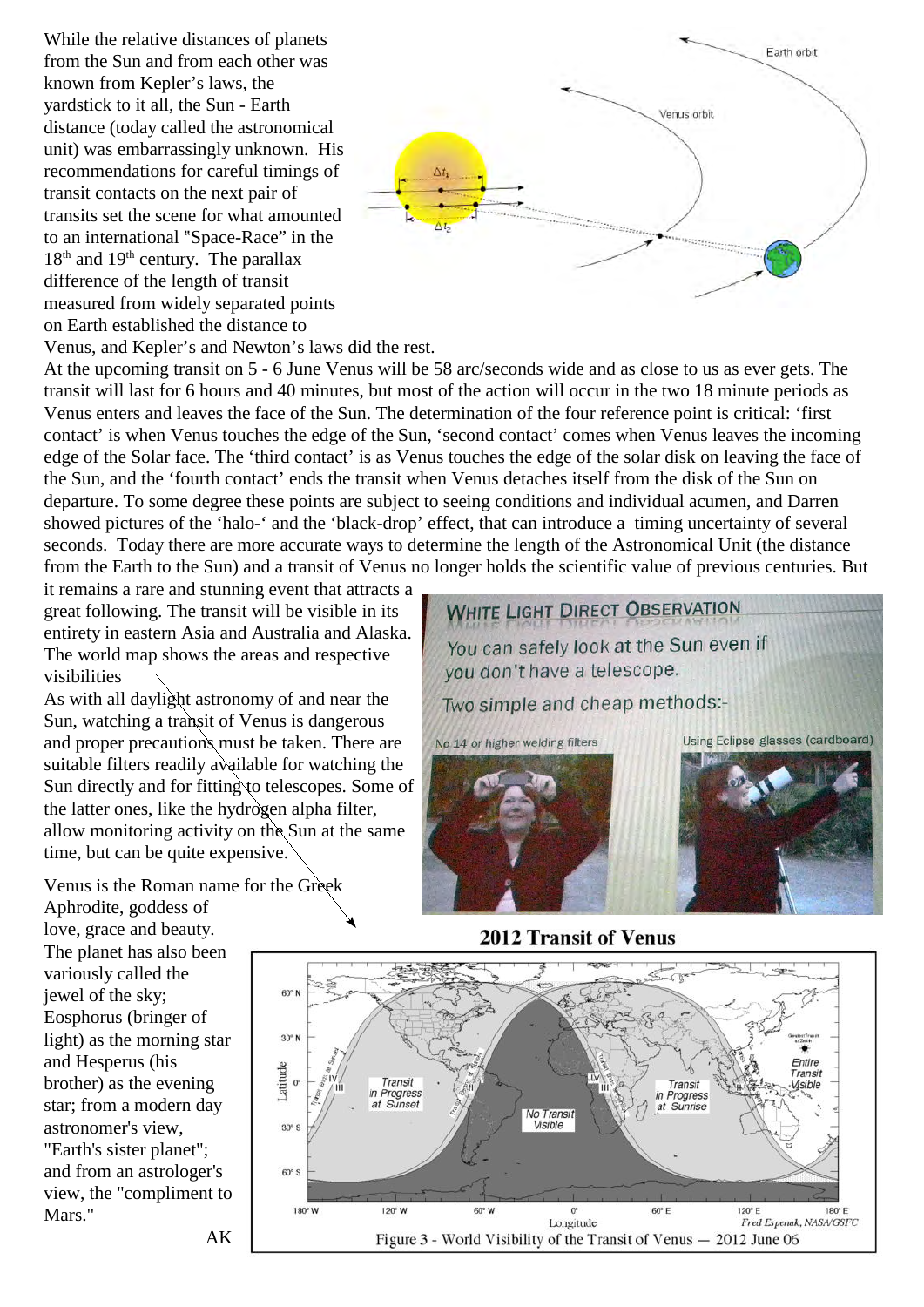While the relative distances of planets from the Sun and from each other was known from Kepler's laws, the yardstick to it all, the Sun - Earth distance (today called the astronomical unit) was embarrassingly unknown. His recommendations for careful timings of transit contacts on the next pair of transits set the scene for what amounted to an international "Space-Race" in the 18th and 19th century. The parallax difference of the length of transit measured from widely separated points on Earth established the distance to Venus, and Kepler's and Newton's laws did the rest.

Earth orbit

Venus orbit

$\Delta t_1$

$\Delta t_2$

At the upcoming transit on 5 - 6 June Venus will be 58 arc/seconds wide and as close to us as ever gets. The transit will last for 6 hours and 40 minutes, but most of the action will occur in the two 18 minute periods as Venus enters and leaves the face of the Sun. The determination of the four reference point is critical: 'first contact' is when Venus touches the edge of the Sun, 'second contact' comes when Venus leaves the incoming edge of the Solar face. The 'third contact' is as Venus touches the edge of the solar disk on leaving the face of the Sun, and the 'fourth contact' ends the transit when Venus detaches itself from the disk of the Sun on departure. To some degree these points are subject to seeing conditions and individual acumen, and Darren showed pictures of the 'halo-' and the 'black-drop' effect, that can introduce a timing uncertainty of several seconds. Today there are more accurate ways to determine the length of the Astronomical Unit (the distance from the Earth to the Sun) and a transit of Venus no longer holds the scientific value of previous centuries. But it remains a rare and stunning event that attracts a great following. The transit will be visible in its entirety in eastern Asia and Australia and Alaska. The world map shows the areas and respective visibilities

As with all daylight astronomy of and near the Sun, watching a transit of Venus is dangerous and proper precautions must be taken. There are suitable filters readily available for watching the Sun directly and for fitting to telescopes. Some of the latter ones, like the hydrogen alpha filter, allow monitoring activity on the Sun at the same time, but can be quite expensive.

WHITE LIGHT DIRECT OBSERVATION

You can safely look at the Sun even if you don't have a telescope.

Two simple and cheap methods:-

No 14 or higher welding filters

Using Eclipse glasses (cardboard)

Venus is the Roman name for the Greek Aphrodite, goddess of love, grace and beauty. The planet has also been variously called the jewel of the sky; Eosphorus (bringer of light) as the morning star and Hesperus (his brother) as the evening star; from a modern day astronomer's view, "Earth's sister planet"; and from an astrologer's view, the "compliment to Mars."

AK

**2012 Transit of Venus**

Transit in Progress at Sunset

No Transit Visible

Transit in Progress at Sunrise

Entire Transit Visible

Latitude

60° N
30° N
0°
30° S
60° S

180° W
120° W
60° W
0°
60° E
120° E
180° E

Longitude

Fred Espenak, NASA/GSFC

Figure 3 - World Visibility of the Transit of Venus — 2012 June 06